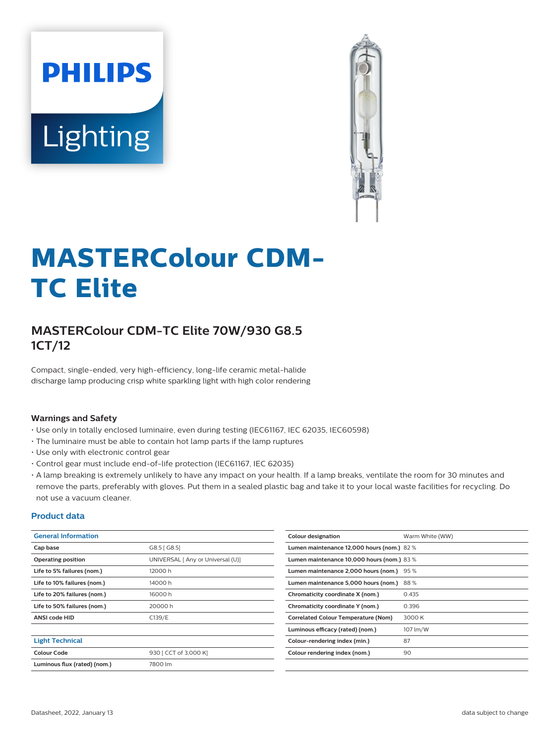# MASTERColour CDM-TC Elite

## MASTERColour CDM-TC Elite 70W/930 G8.5 1CT/12

Compact, single-ended, very high-efficiency, long-life ceramic metal-halide discharge lamp producing crisp white sparkling light with high color rendering

### Warnings and Safety

- Use only in totally enclosed luminaire, even during testing (IEC61167, IEC 62035, IEC60598)
- The luminaire must be able to contain hot lamp parts if the lamp ruptures
- Use only with electronic control gear
- Control gear must include end-of-life protection (IEC61167, IEC 62035)
- A lamp breaking is extremely unlikely to have any impact on your health. If a lamp breaks, ventilate the room for 30 minutes and remove the parts, preferably with gloves. Put them in a sealed plastic bag and take it to your local waste facilities for recycling. Do not use a vacuum cleaner.

### Product data

| General Information | |
|---|---|
| Cap base | G8.5 [ G8.5] |
| Operating position | UNIVERSAL [ Any or Universal (U)] |
| Life to 5% failures (nom.) | 12000 h |
| Life to 10% failures (nom.) | 14000 h |
| Life to 20% failures (nom.) | 16000 h |
| Life to 50% failures (nom.) | 20000 h |
| ANSI code HID | C139/E |

| Light Technical | |
|---|---|
| Colour Code | 930 [ CCT of 3,000 K] |
| Luminous flux (rated) (nom.) | 7800 lm |
| Colour designation | Warm White (WW) |
| Lumen maintenance 12,000 hours (nom.) | 82 % |
| Lumen maintenance 10,000 hours (nom.) | 83 % |
| Lumen maintenance 2,000 hours (nom.) | 95 % |
| Lumen maintenance 5,000 hours (nom.) | 88 % |
| Chromaticity coordinate X (nom.) | 0.435 |
| Chromaticity coordinate Y (nom.) | 0.396 |
| Correlated Colour Temperature (Nom) | 3000 K |
| Luminous efficacy (rated) (nom.) | 107 lm/W |
| Colour-rendering index (min.) | 87 |
| Colour rendering index (nom.) | 90 |

Datasheet, 2022, January 13 — data subject to change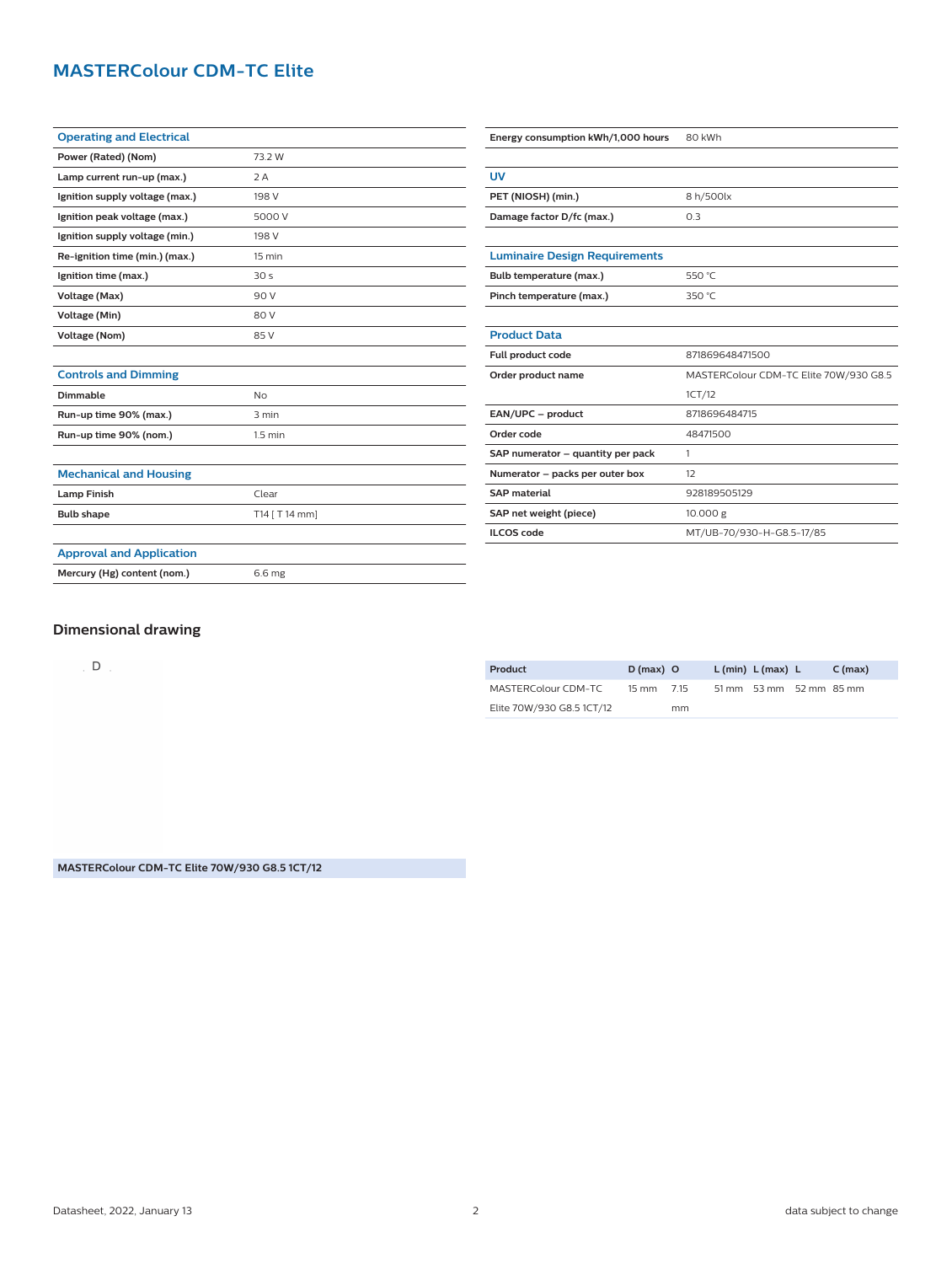# MASTERColour CDM-TC Elite

| Operating and Electrical | |
|---|---|
| Power (Rated) (Nom) | 73.2 W |
| Lamp current run-up (max.) | 2 A |
| Ignition supply voltage (max.) | 198 V |
| Ignition peak voltage (max.) | 5000 V |
| Ignition supply voltage (min.) | 198 V |
| Re-ignition time (min.) (max.) | 15 min |
| Ignition time (max.) | 30 s |
| Voltage (Max) | 90 V |
| Voltage (Min) | 80 V |
| Voltage (Nom) | 85 V |

| Controls and Dimming | |
|---|---|
| Dimmable | No |
| Run-up time 90% (max.) | 3 min |
| Run-up time 90% (nom.) | 1.5 min |

| Mechanical and Housing | |
|---|---|
| Lamp Finish | Clear |
| Bulb shape | T14 [ T 14 mm] |

| Approval and Application | |
|---|---|
| Mercury (Hg) content (nom.) | 6.6 mg |

| | |
|---|---|
| Energy consumption kWh/1,000 hours | 80 kWh |

| UV | |
|---|---|
| PET (NIOSH) (min.) | 8 h/500lx |
| Damage factor D/fc (max.) | 0.3 |

| Luminaire Design Requirements | |
|---|---|
| Bulb temperature (max.) | 550 °C |
| Pinch temperature (max.) | 350 °C |

| Product Data | |
|---|---|
| Full product code | 871869648471500 |
| Order product name | MASTERColour CDM-TC Elite 70W/930 G8.5 1CT/12 |
| EAN/UPC – product | 8718696484715 |
| Order code | 48471500 |
| SAP numerator – quantity per pack | 1 |
| Numerator – packs per outer box | 12 |
| SAP material | 928189505129 |
| SAP net weight (piece) | 10.000 g |
| ILCOS code | MT/UB-70/930-H-G8.5-17/85 |

## Dimensional drawing

D

MASTERColour CDM-TC Elite 70W/930 G8.5 1CT/12

| Product | D (max) | O | L (min) | L (max) | L | C (max) |
|---|---|---|---|---|---|---|
| MASTERColour CDM-TC Elite 70W/930 G8.5 1CT/12 | 15 mm | 7.15 mm | 51 mm | 53 mm | 52 mm | 85 mm |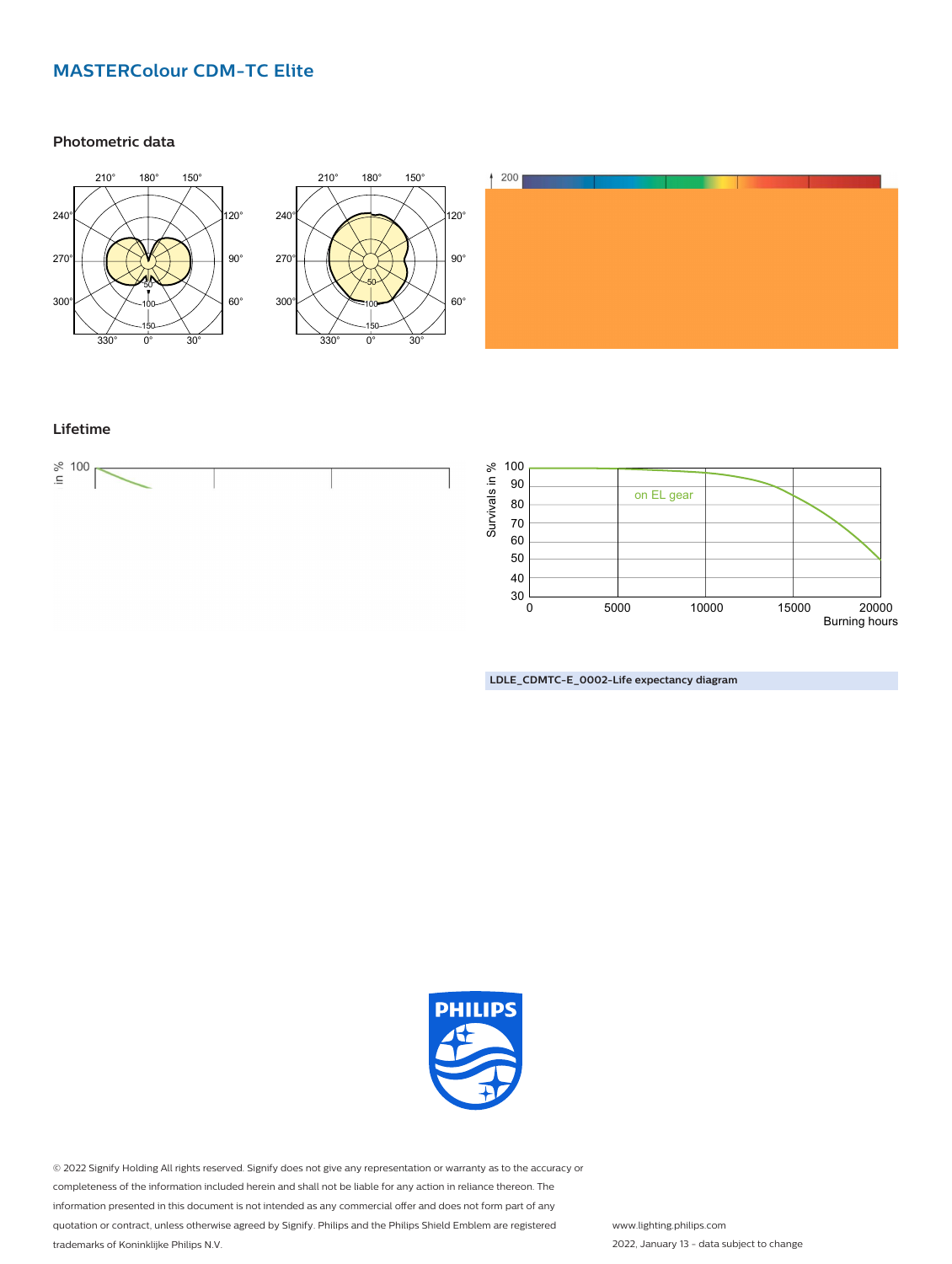## MASTERColour CDM-TC Elite

### Photometric data

210° 180° 150°
240° 120°
270° 90°
300° 60°
330° 0° 30°
50
100
150

210° 180° 150°
240° 120°
270° 90°
300° 60°
330° 0° 30°
50
100
150

200

### Lifetime

in % 100

Survivals in %
100
90
80
70
60
50
40
30
0 5000 10000 15000 20000
Burning hours
on EL gear

LDLE_CDMTC-E_0002-Life expectancy diagram

© 2022 Signify Holding All rights reserved. Signify does not give any representation or warranty as to the accuracy or completeness of the information included herein and shall not be liable for any action in reliance thereon. The information presented in this document is not intended as any commercial offer and does not form part of any quotation or contract, unless otherwise agreed by Signify. Philips and the Philips Shield Emblem are registered trademarks of Koninklijke Philips N.V.

www.lighting.philips.com

2022, January 13 - data subject to change